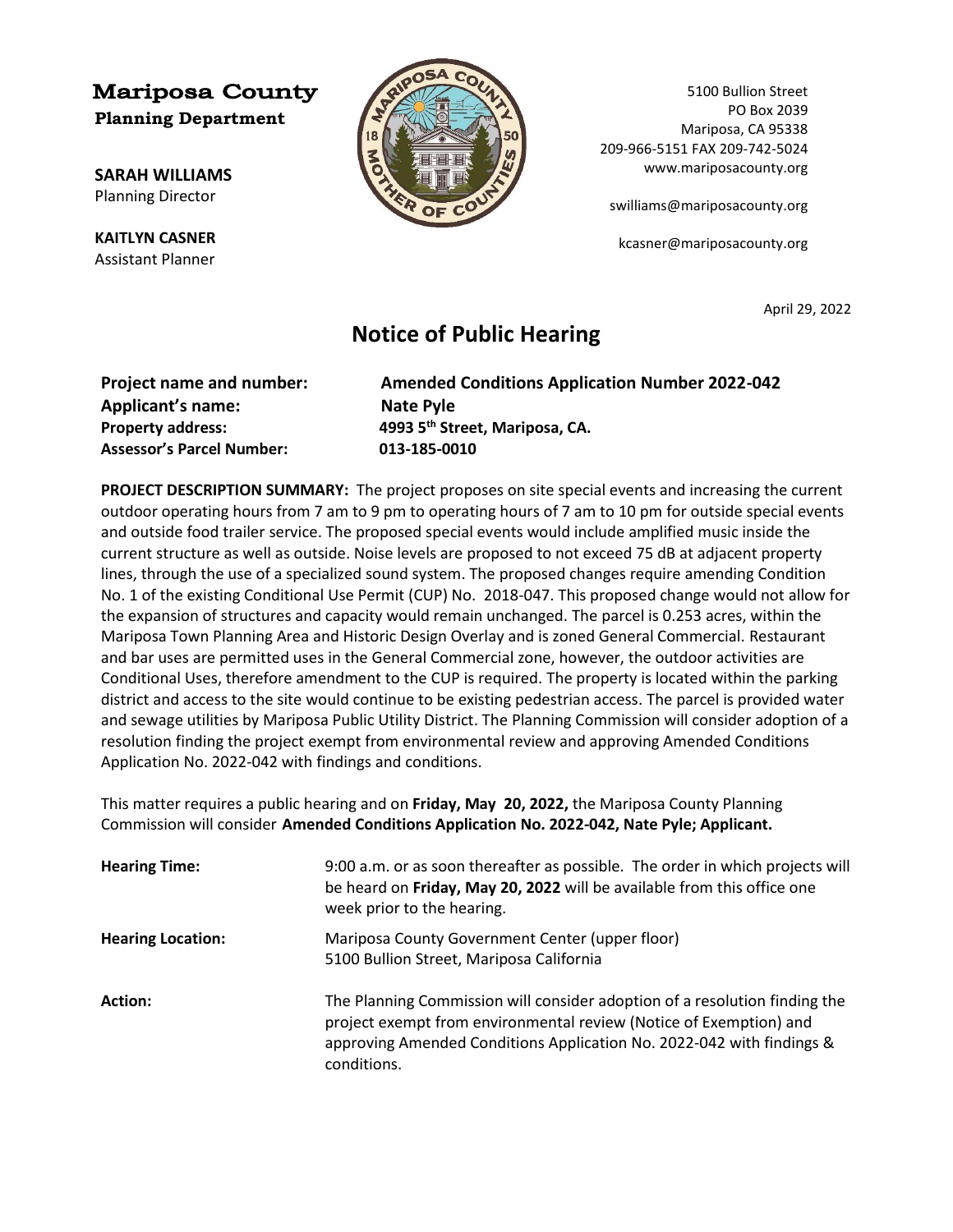**Mariposa County**
**Planning Department**

**SARAH WILLIAMS**
Planning Director

**KAITLYN CASNER**
Assistant Planner

5100 Bullion Street
PO Box 2039
Mariposa, CA 95338
209-966-5151 FAX 209-742-5024
www.mariposacounty.org

swilliams@mariposacounty.org

kcasner@mariposacounty.org

April 29, 2022

# Notice of Public Hearing

| | |
|---|---|
| **Project name and number:** | **Amended Conditions Application Number 2022-042** |
| **Applicant's name:** | **Nate Pyle** |
| **Property address:** | **4993 5th Street, Mariposa, CA.** |
| **Assessor's Parcel Number:** | **013-185-0010** |

**PROJECT DESCRIPTION SUMMARY:** The project proposes on site special events and increasing the current outdoor operating hours from 7 am to 9 pm to operating hours of 7 am to 10 pm for outside special events and outside food trailer service. The proposed special events would include amplified music inside the current structure as well as outside. Noise levels are proposed to not exceed 75 dB at adjacent property lines, through the use of a specialized sound system. The proposed changes require amending Condition No. 1 of the existing Conditional Use Permit (CUP) No. 2018-047. This proposed change would not allow for the expansion of structures and capacity would remain unchanged. The parcel is 0.253 acres, within the Mariposa Town Planning Area and Historic Design Overlay and is zoned General Commercial. Restaurant and bar uses are permitted uses in the General Commercial zone, however, the outdoor activities are Conditional Uses, therefore amendment to the CUP is required. The property is located within the parking district and access to the site would continue to be existing pedestrian access. The parcel is provided water and sewage utilities by Mariposa Public Utility District. The Planning Commission will consider adoption of a resolution finding the project exempt from environmental review and approving Amended Conditions Application No. 2022-042 with findings and conditions.

This matter requires a public hearing and on **Friday, May 20, 2022,** the Mariposa County Planning Commission will consider **Amended Conditions Application No. 2022-042, Nate Pyle; Applicant.**

| | |
|---|---|
| **Hearing Time:** | 9:00 a.m. or as soon thereafter as possible. The order in which projects will be heard on **Friday, May 20, 2022** will be available from this office one week prior to the hearing. |
| **Hearing Location:** | Mariposa County Government Center (upper floor) 5100 Bullion Street, Mariposa California |
| **Action:** | The Planning Commission will consider adoption of a resolution finding the project exempt from environmental review (Notice of Exemption) and approving Amended Conditions Application No. 2022-042 with findings & conditions. |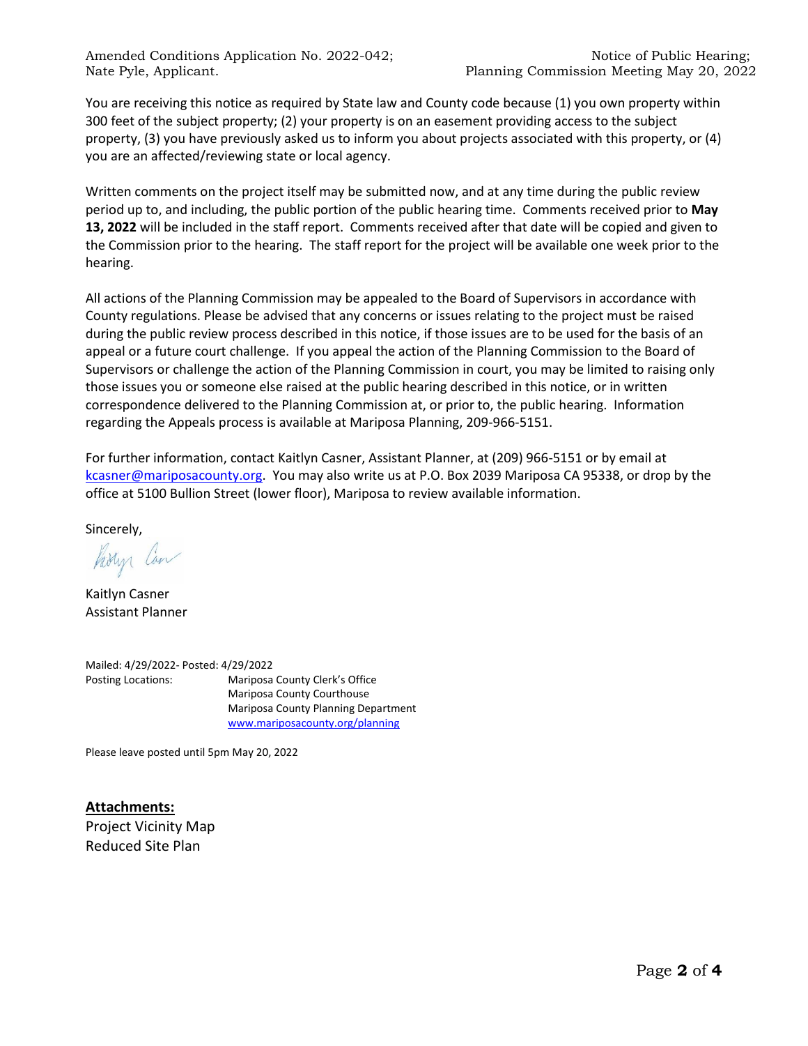You are receiving this notice as required by State law and County code because (1) you own property within 300 feet of the subject property; (2) your property is on an easement providing access to the subject property, (3) you have previously asked us to inform you about projects associated with this property, or (4) you are an affected/reviewing state or local agency.

Written comments on the project itself may be submitted now, and at any time during the public review period up to, and including, the public portion of the public hearing time. Comments received prior to **May 13, 2022** will be included in the staff report. Comments received after that date will be copied and given to the Commission prior to the hearing. The staff report for the project will be available one week prior to the hearing.

All actions of the Planning Commission may be appealed to the Board of Supervisors in accordance with County regulations. Please be advised that any concerns or issues relating to the project must be raised during the public review process described in this notice, if those issues are to be used for the basis of an appeal or a future court challenge. If you appeal the action of the Planning Commission to the Board of Supervisors or challenge the action of the Planning Commission in court, you may be limited to raising only those issues you or someone else raised at the public hearing described in this notice, or in written correspondence delivered to the Planning Commission at, or prior to, the public hearing. Information regarding the Appeals process is available at Mariposa Planning, 209-966-5151.

For further information, contact Kaitlyn Casner, Assistant Planner, at (209) 966-5151 or by email at kcasner@mariposacounty.org. You may also write us at P.O. Box 2039 Mariposa CA 95338, or drop by the office at 5100 Bullion Street (lower floor), Mariposa to review available information.

Sincerely,

Kaitlyn Casner
Assistant Planner

Mailed: 4/29/2022- Posted: 4/29/2022

Posting Locations:
Mariposa County Clerk's Office
Mariposa County Courthouse
Mariposa County Planning Department
www.mariposacounty.org/planning

Please leave posted until 5pm May 20, 2022

**Attachments:**

Project Vicinity Map
Reduced Site Plan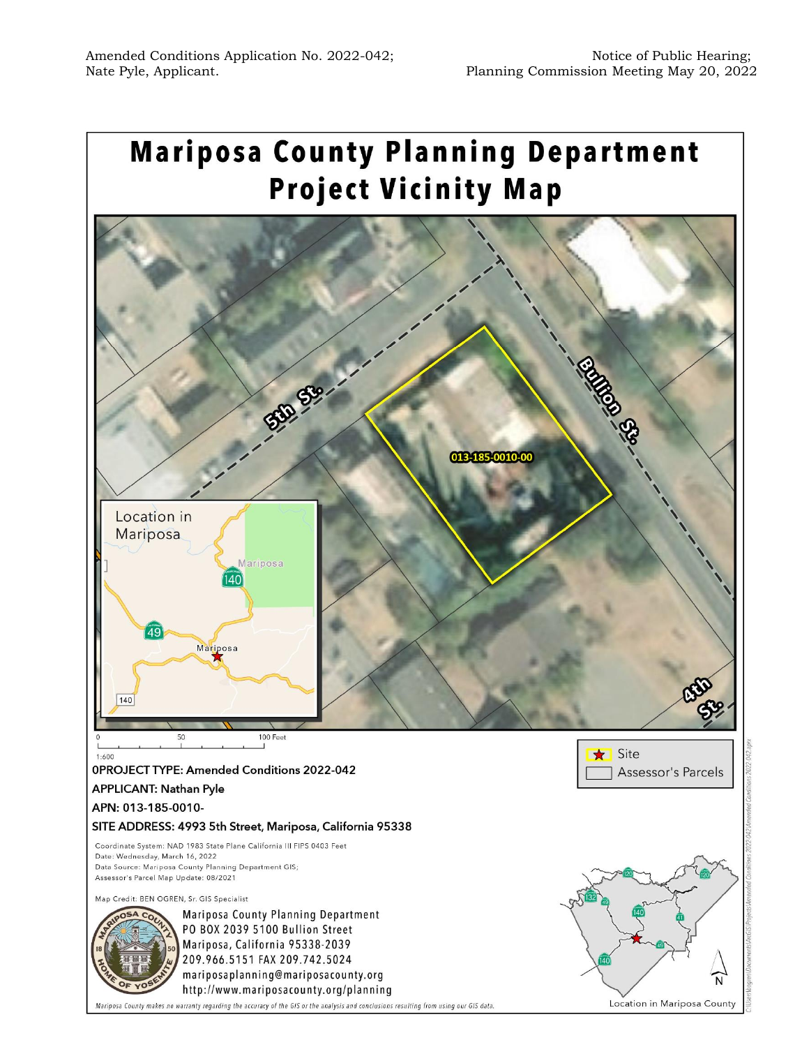Amended Conditions Application No. 2022-042; Nate Pyle, Applicant.

Notice of Public Hearing; Planning Commission Meeting May 20, 2022

# Mariposa County Planning Department Project Vicinity Map

5th St.

Bullion St.

4th St.

013-185-0010-00

Location in Mariposa

0 50 100 Feet

1:600

Site

Assessor's Parcels

0PROJECT TYPE: Amended Conditions 2022-042

APPLICANT: Nathan Pyle

APN: 013-185-0010-

SITE ADDRESS: 4993 5th Street, Mariposa, California 95338

Coordinate System: NAD 1983 State Plane California III FIPS 0403 Feet
Date: Wednesday, March 16, 2022
Data Source: Mariposa County Planning Department GIS;
Assessor's Parcel Map Update: 08/2021

Map Credit: BEN OGREN, Sr. GIS Specialist

Mariposa County Planning Department
PO BOX 2039 5100 Bullion Street
Mariposa, California 95338-2039
209.966.5151 FAX 209.742.5024
mariposaplanning@mariposacounty.org
http://www.mariposacounty.org/planning

Location in Mariposa County

*Mariposa County makes no warranty regarding the accuracy of the GIS or the analysis and conclusions resulting from using our GIS data.*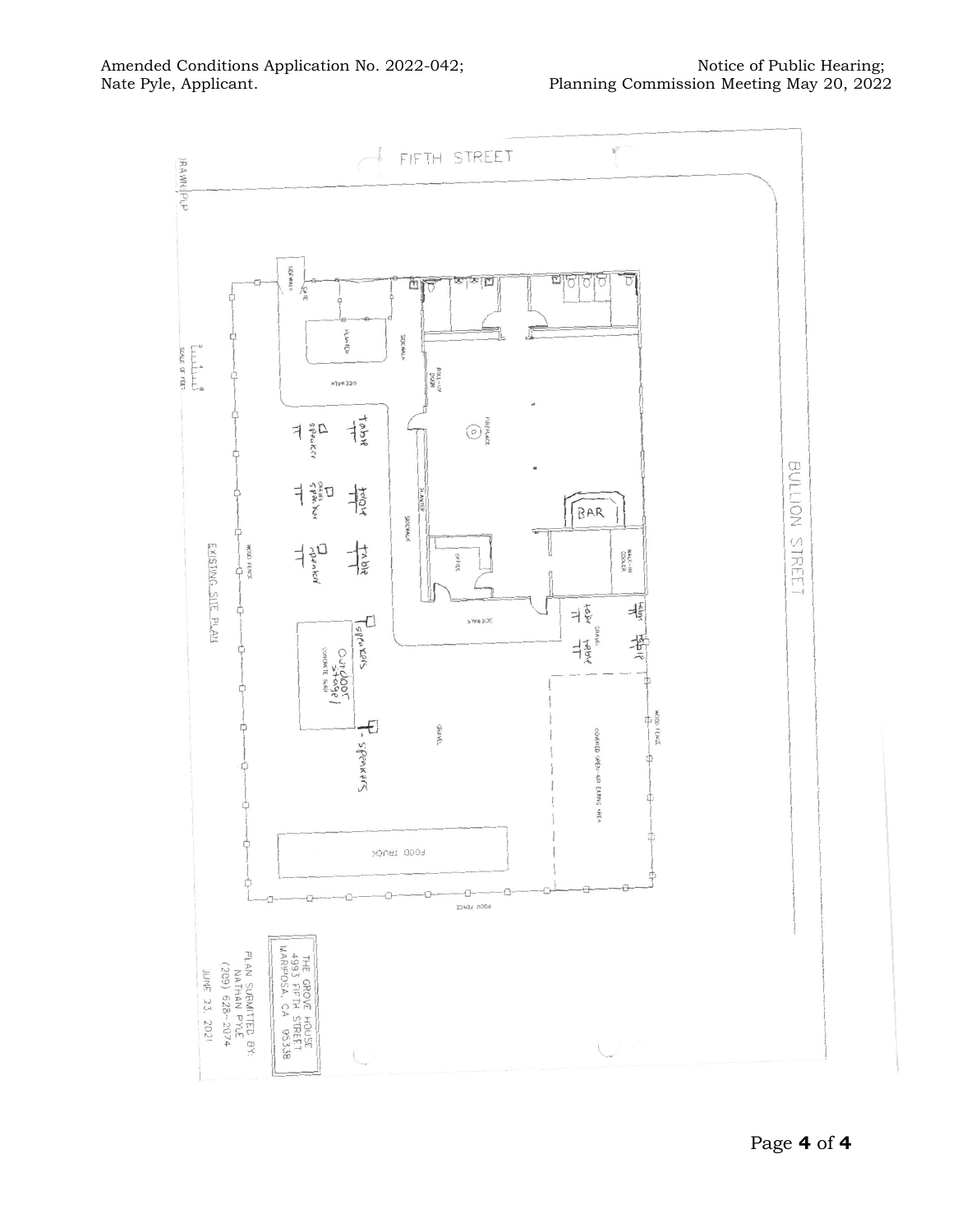FIFTH STREET

BULLION STREET

EXISTING SITE PLAN

SCALE OF FEET

DRAWN: PDP

SIDEWALK

GATE

PLANTER

SIDEWALK

ROLL-UP DOOR

FIREPLACE

PLANTER

SIDEWALK

OFFICE

BAR

WALK-IN COOLER

SIDEWALK

table

speaker

table

speaker

table

speaker

speakers

Outdoor stage / CONCRETE SLAB

speakers

GRAVEL

table

table

table

COVERED OPEN-AIR EATING AREA

WOOD FENCE

FOOD TRUCK

WOOD FENCE

WOOD FENCE

THE GROVE HOUSE
4993 FIFTH STREET
MARIPOSA, CA 95338

PLAN SUBMITTED BY:
NATHAN PYLE
(209) 628-2074

JUNE 23, 2021